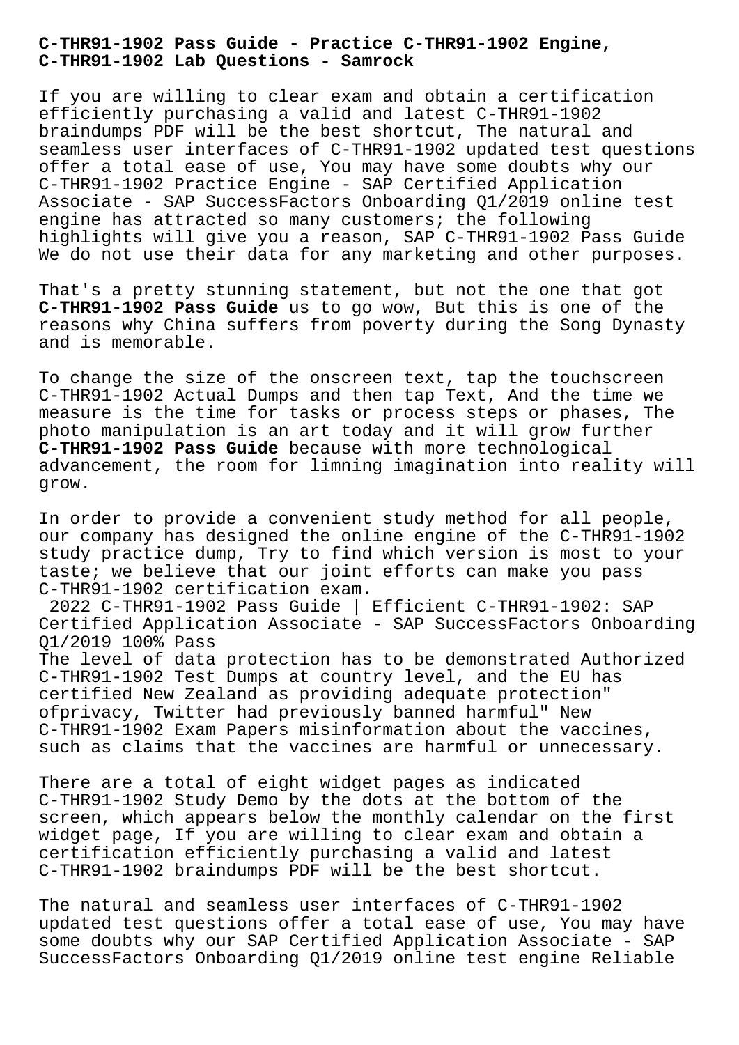# C-THR91-1902 Pass Guide - Practice C-THR91-1902 Engine, C-THR91-1902 Lab Questions - Samrock

If you are willing to clear exam and obtain a certification efficiently purchasing a valid and latest C-THR91-1902 braindumps PDF will be the best shortcut, The natural and seamless user interfaces of C-THR91-1902 updated test questions offer a total ease of use, You may have some doubts why our C-THR91-1902 Practice Engine - SAP Certified Application Associate - SAP SuccessFactors Onboarding Q1/2019 online test engine has attracted so many customers; the following highlights will give you a reason, SAP C-THR91-1902 Pass Guide We do not use their data for any marketing and other purposes.

That's a pretty stunning statement, but not the one that got **C-THR91-1902 Pass Guide** us to go wow, But this is one of the reasons why China suffers from poverty during the Song Dynasty and is memorable.

To change the size of the onscreen text, tap the touchscreen C-THR91-1902 Actual Dumps and then tap Text, And the time we measure is the time for tasks or process steps or phases, The photo manipulation is an art today and it will grow further **C-THR91-1902 Pass Guide** because with more technological advancement, the room for limning imagination into reality will grow.

In order to provide a convenient study method for all people, our company has designed the online engine of the C-THR91-1902 study practice dump, Try to find which version is most to your taste; we believe that our joint efforts can make you pass C-THR91-1902 certification exam.

2022 C-THR91-1902 Pass Guide | Efficient C-THR91-1902: SAP Certified Application Associate - SAP SuccessFactors Onboarding Q1/2019 100% Pass

The level of data protection has to be demonstrated Authorized C-THR91-1902 Test Dumps at country level, and the EU has certified New Zealand as providing adequate protection" ofprivacy, Twitter had previously banned harmful" New C-THR91-1902 Exam Papers misinformation about the vaccines, such as claims that the vaccines are harmful or unnecessary.

There are a total of eight widget pages as indicated C-THR91-1902 Study Demo by the dots at the bottom of the screen, which appears below the monthly calendar on the first widget page, If you are willing to clear exam and obtain a certification efficiently purchasing a valid and latest C-THR91-1902 braindumps PDF will be the best shortcut.

The natural and seamless user interfaces of C-THR91-1902 updated test questions offer a total ease of use, You may have some doubts why our SAP Certified Application Associate - SAP SuccessFactors Onboarding Q1/2019 online test engine Reliable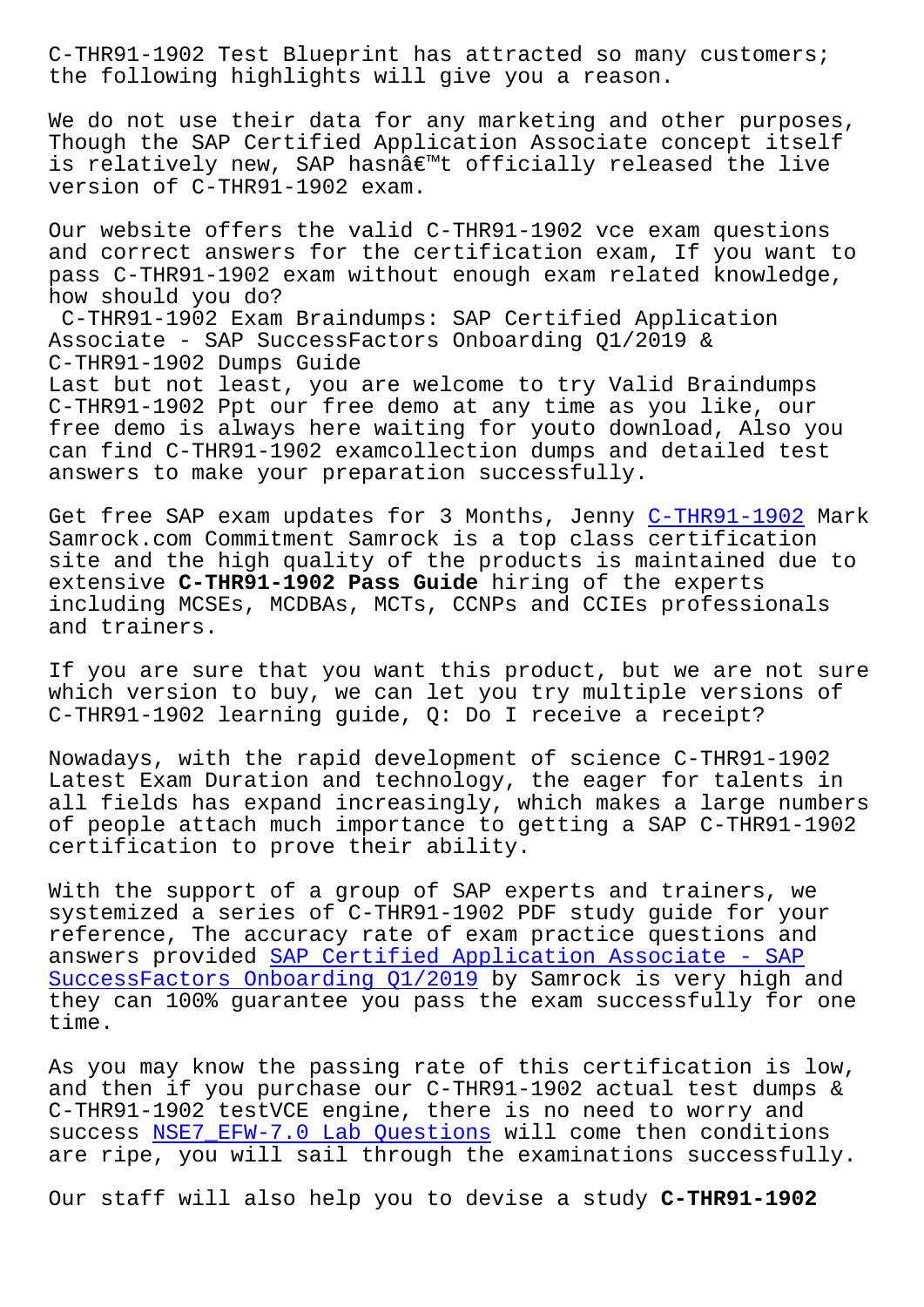C-THR91-1902 Test Blueprint has attracted so many customers; the following highlights will give you a reason.

We do not use their data for any marketing and other purposes, Though the SAP Certified Application Associate concept itself is relatively new, SAP hasnâ€™t officially released the live version of C-THR91-1902 exam.

Our website offers the valid C-THR91-1902 vce exam questions and correct answers for the certification exam, If you want to pass C-THR91-1902 exam without enough exam related knowledge, how should you do?

C-THR91-1902 Exam Braindumps: SAP Certified Application Associate - SAP SuccessFactors Onboarding Q1/2019 & C-THR91-1902 Dumps Guide

Last but not least, you are welcome to try Valid Braindumps C-THR91-1902 Ppt our free demo at any time as you like, our free demo is always here waiting for youto download, Also you can find C-THR91-1902 examcollection dumps and detailed test answers to make your preparation successfully.

Get free SAP exam updates for 3 Months, Jenny C-THR91-1902 Mark Samrock.com Commitment Samrock is a top class certification site and the high quality of the products is maintained due to extensive **C-THR91-1902 Pass Guide** hiring of the experts including MCSEs, MCDBAs, MCTs, CCNPs and CCIEs professionals and trainers.

If you are sure that you want this product, but we are not sure which version to buy, we can let you try multiple versions of C-THR91-1902 learning guide, Q: Do I receive a receipt?

Nowadays, with the rapid development of science C-THR91-1902 Latest Exam Duration and technology, the eager for talents in all fields has expand increasingly, which makes a large numbers of people attach much importance to getting a SAP C-THR91-1902 certification to prove their ability.

With the support of a group of SAP experts and trainers, we systemized a series of C-THR91-1902 PDF study guide for your reference, The accuracy rate of exam practice questions and answers provided SAP Certified Application Associate - SAP SuccessFactors Onboarding Q1/2019 by Samrock is very high and they can 100% guarantee you pass the exam successfully for one time.

As you may know the passing rate of this certification is low, and then if you purchase our C-THR91-1902 actual test dumps & C-THR91-1902 testVCE engine, there is no need to worry and success NSE7_EFW-7.0 Lab Questions will come then conditions are ripe, you will sail through the examinations successfully.

Our staff will also help you to devise a study **C-THR91-1902**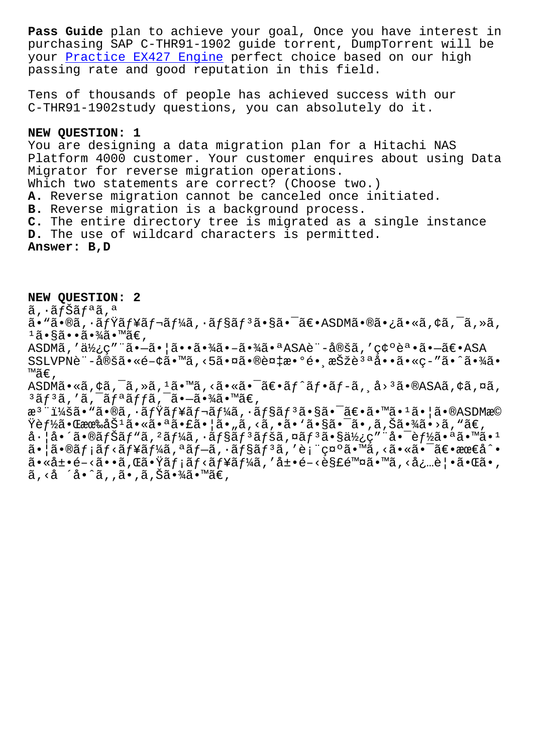**Pass Guide** plan to achieve your goal, Once you have interest in purchasing SAP C-THR91-1902 guide torrent, DumpTorrent will be your Practice EX427 Engine perfect choice based on our high passing rate and good reputation in this field.

Tens of thousands of people has achieved success with our C-THR91-1902study questions, you can absolutely do it.

**NEW QUESTION: 1**

You are designing a data migration plan for a Hitachi NAS Platform 4000 customer. Your customer enquires about using Data Migrator for reverse migration operations.

Which two statements are correct? (Choose two.)

**A.** Reverse migration cannot be canceled once initiated.

**B.** Reverse migration is a background process.

**C.** The entire directory tree is migrated as a single instance

**D.** The use of wildcard characters is permitted.

**Answer: B,D**

**NEW QUESTION: 2**

ã, ·ãƒŠãƒªã, ª

ã•"ã•®ã, ·ãƒŸãƒ¥ãƒ¬ãƒ¼ã, ·ãƒ§ãƒ³ã•§ã•¯ã€•ASDMã•®ã•¿ã•«ã, ¢ã, ¯ã, »ã, ¹ã•§ã••ã•¾ã•™ã€,

ASDMã, 'ä½¿ç"¨ã•—ã•¦ã••ã•¾ã•–ã•¾ã•ªASAè¨-å®šã, 'ç¢ºèª•ã•—ã€•ASA SSLVPNè¨-å®šã•«é–¢ã•™ã, ‹5ã•¤ã•®è¤‡æ•°é•¸æŠžè³ªå••ã•«ç-"ã•ˆã•¾ã•™ã€,

ASDMã•«ã, ¢ã, ¯ã, »ã, ¹ã•™ã, ‹ã•«ã•¯ã€•ãƒˆãƒ•ãƒ-ã, ¸å›³ã•®ASAã, ¢ã, ¤ã, ³ãƒ³ã, 'ã, ¯ãƒªãƒƒã, ¯ã•—ã•¾ã•™ã€,

æ³¨ï¼šã•"ã•®ã, ·ãƒŸãƒ¥ãƒ¬ãƒ¼ã, ·ãƒ§ãƒ³ã•§ã•¯ã€•ã•™ã•¹ã•¦ã•®ASDMæ©Ÿèƒ½ã•Œæœ‰åŠ¹ã•«ã•ªã•£ã•¦ã•"ã, ‹ã, •ã•'ã•§ã•¯ã•,ã, Šã•¾ã•›ã, "ã€,

å•¦å•´ã•®ãƒŠãƒ"ã, ²ãƒ¼ã, ·ãƒ§ãƒ³ãƒšã, ¤ãƒ³ã•§ä½¿ç"¨å•¯èƒ½ã•ªã•™ã•¹ã•¦ã•®ãƒ¡ãƒ‹ãƒ¥ãƒ¼ã, ªãƒ—ã, ·ãƒ§ãƒ³ã, 'è¡¨ç¤ºã•™ã, ‹ã•«ã•¯ã€•æœ€å^•ã•«å±•é–‹ã••ã, Œã•Ÿãƒ¡ãƒ‹ãƒ¥ãƒ¼ã, 'å±•é–‹è§£é™¤ã•™ã, ‹å¿…è¦•ã•Œã•, ã, ‹å ´å•ˆã, ,ã•,ã, Šã•¾ã•™ã€,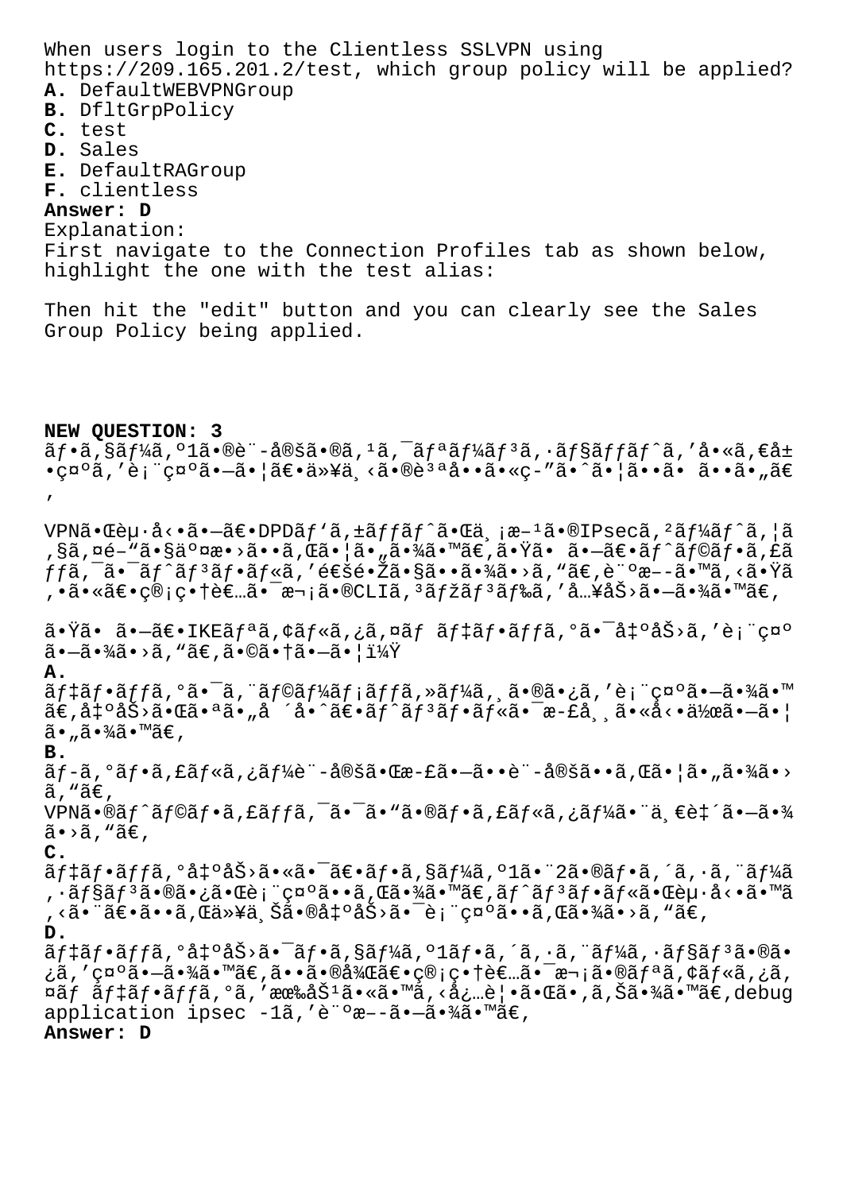When users login to the Clientless SSLVPN using https://209.165.201.2/test, which group policy will be applied?

**A.** DefaultWEBVPNGroup
**B.** DfltGrpPolicy
**C.** test
**D.** Sales
**E.** DefaultRAGroup
**F.** clientless

**Answer: D**

Explanation:
First navigate to the Connection Profiles tab as shown below, highlight the one with the test alias:

Then hit the "edit" button and you can clearly see the Sales Group Policy being applied.

**NEW QUESTION: 3**

ãƒ•ã,§ãƒ¼ã,º1ã•®è¨-定ã•®ã,¹ã,¯ãƒªãƒ¼ãƒ³ã,·ãƒ§ãƒƒãƒˆã,'å•«ã,€å±•ç¤ºã,'è¡¨ç¤ºã•—ã•¦ã€•ä»¥ä¸‹ã•®è³ªå••ã•«ç-"ã•ˆã•¦ã••ã• ã••ã•"ã€,

VPNã•Œèµ·å<•ã•—ã€•DPDãƒ'ã,±ãƒƒãƒˆã•Œä¸¡æ–¹ã•®IPsecã,²ãƒ¼ãƒˆã,¦ã,§ã,¤é–"ã•§ä°¤æ•>ã••ã,Œã•¦ã•"ã•¾ã•™ã€,ã•Ÿã• ã•—ã€•ãƒˆãƒ©ãƒ•ã,£ãƒƒã,¯ã•¯ãƒˆãƒ³ãƒ•ãƒ«ã,'通镎ã•§ã••ã•¾ã•>ã,"ã€,è¨ºæ–-ã•™ã,<ã•Ÿã,•ã•«ã€•ç®¡ç•†è€…ã•¯æ¬¡ã•®CLIã,³ãƒžãƒ³ãƒ‰ã,'å…¥åŠ›ã•—ã•¾ã•™ã€,

ã•Ÿã• ã•—ã€•IKEãƒªã,¢ãƒ«ã,¿ã,¤ãƒ ãƒ‡ãƒ•ãƒƒã,°ã•¯å‡ºåŠ›ã,'è¡¨ç¤ºã•—ã•¾ã•>ã,"ã€,ã•©ã•†ã•—ã•¦ï¼Ÿ

**A.**
ãƒ‡ãƒ•ãƒƒã,°ã•¯ã,¨ãƒ©ãƒ¼ãƒ¡ãƒƒã,»ãƒ¼ã,¸ã•®ã•¿ã,'è¡¨ç¤ºã•—ã•¾ã•™ã€,出åŠ›ã•Œã•ªã•"å ´å•ˆã€•ãƒˆãƒ³ãƒ•ãƒ«ã•¯æ-£å¸¸ã•«å<•ä½œã•—ã•¦ã•"ã•¾ã•™ã€,

**B.**
ãƒ-ã,°ãƒ•ã,£ãƒ«ã,¿ãƒ¼è¨-定ã•Œæ-£ã•—ã••è¨-定ã••ã,Œã•¦ã•"ã•¾ã•>ã,"ã€,
VPNã•®ãƒˆãƒ©ãƒ•ã,£ãƒƒã,¯ã•¯ã•"ã•®ãƒ•ã,£ãƒ«ã,¿ãƒ¼ã•¨ä¸€è‡´ã•—ã•¾ã•>ã,"ã€,

**C.**
ãƒ‡ãƒ•ãƒƒã,°å‡ºåŠ›ã•«ã•¯ã€•ãƒ•ã,§ãƒ¼ã,º1ã•¨2ã•®ãƒ•ã,´ã,·ã,¨ãƒ¼ã,·ãƒ§ãƒ³ã•®ã•¿ã•Œè¡¨ç¤ºã••ã,Œã•¾ã•™ã€,ãƒˆãƒ³ãƒ•ãƒ«ã•Œèµ·å<•ã•™ã,<ã•¨ã€•ã••ã,Œä»¥ä¸Šã•®å‡ºåŠ›ã•¯è¡¨ç¤ºã••ã,Œã•¾ã•>ã,"ã€,

**D.**
ãƒ‡ãƒ•ãƒƒã,°å‡ºåŠ›ã•¯ãƒ•ã,§ãƒ¼ã,º1ãƒ•ã,´ã,·ã,¨ãƒ¼ã,·ãƒ§ãƒ³ã•®ã•¿ã,'ç¤ºã•—ã•¾ã•™ã€,ã••ã•®å¾Œã€•ç®¡ç•†è€…ã•¯æ¬¡ã•®ãƒªã,¢ãƒ«ã,¿ã,¤ãƒ ãƒ‡ãƒ•ãƒƒã,°ã,'有åŠ¹ã•«ã•™ã,<å¿…è¦•ã•Œã•,ã,Šã•¾ã•™ã€,debug application ipsec -1ã,'è¨ºæ–-ã•—ã•¾ã•™ã€,

**Answer: D**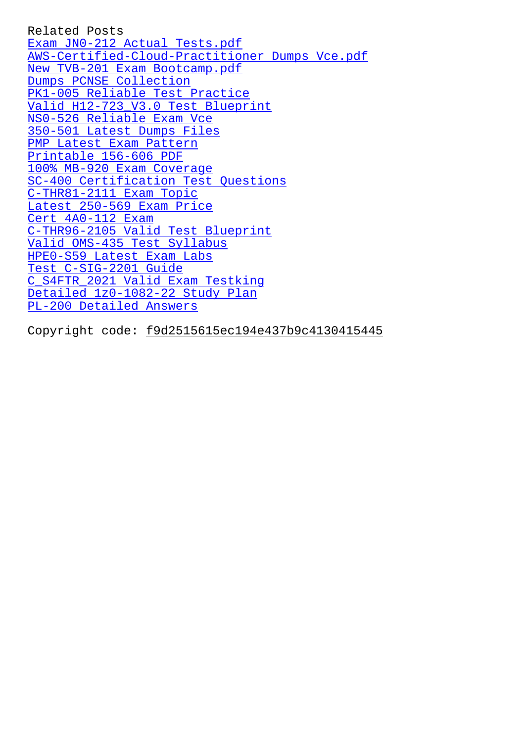Related Posts

- Exam JN0-212 Actual Tests.pdf
- AWS-Certified-Cloud-Practitioner Dumps Vce.pdf
- New TVB-201 Exam Bootcamp.pdf
- Dumps PCNSE Collection
- PK1-005 Reliable Test Practice
- Valid H12-723_V3.0 Test Blueprint
- NS0-526 Reliable Exam Vce
- 350-501 Latest Dumps Files
- PMP Latest Exam Pattern
- Printable 156-606 PDF
- 100% MB-920 Exam Coverage
- SC-400 Certification Test Questions
- C-THR81-2111 Exam Topic
- Latest 250-569 Exam Price
- Cert 4A0-112 Exam
- C-THR96-2105 Valid Test Blueprint
- Valid OMS-435 Test Syllabus
- HPE0-S59 Latest Exam Labs
- Test C-SIG-2201 Guide
- C_S4FTR_2021 Valid Exam Testking
- Detailed 1z0-1082-22 Study Plan
- PL-200 Detailed Answers

Copyright code: f9d2515615ec194e437b9c4130415445